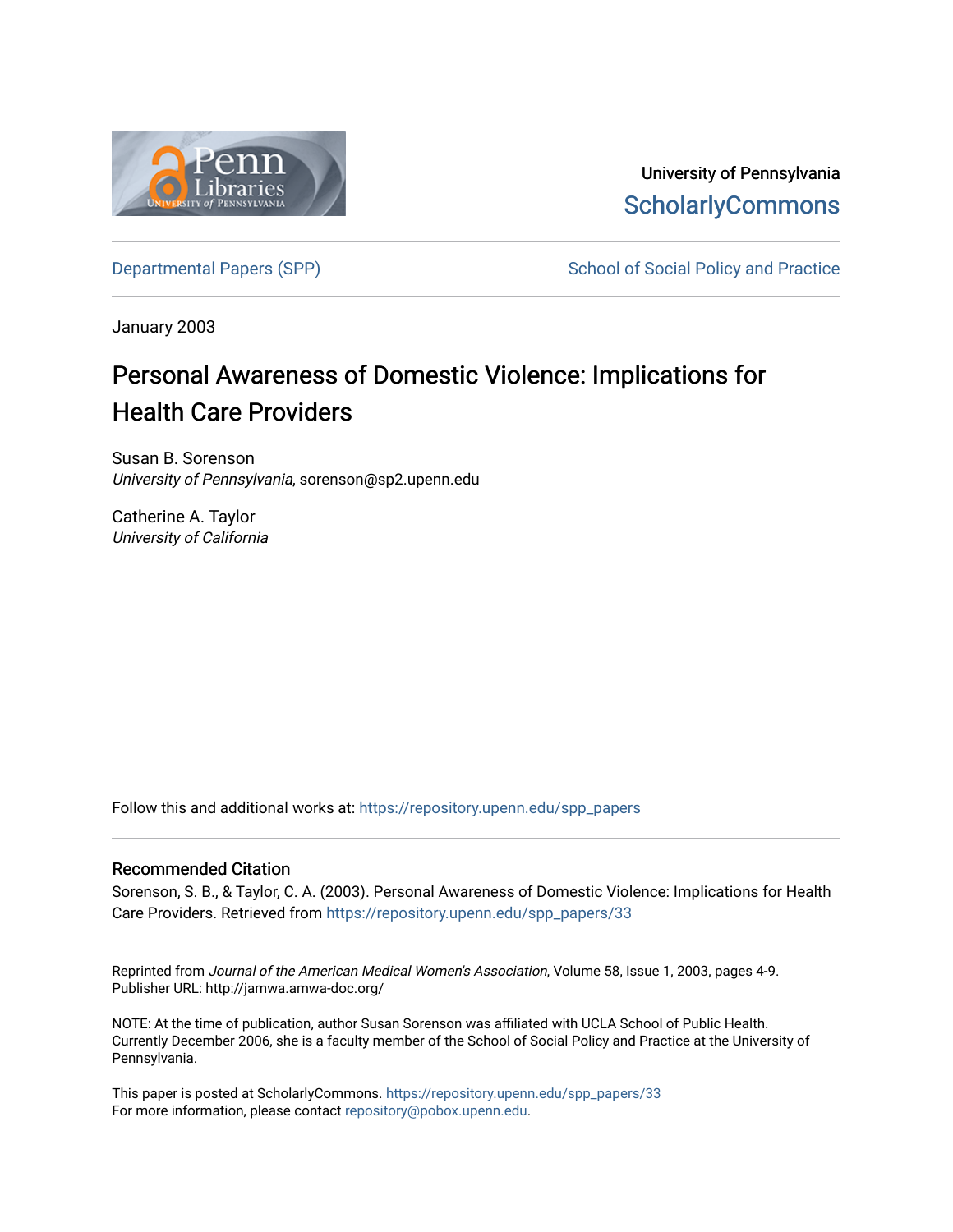University of Pennsylvania
ScholarlyCommons

Departmental Papers (SPP) — School of Social Policy and Practice

January 2003

# Personal Awareness of Domestic Violence: Implications for Health Care Providers

Susan B. Sorenson
*University of Pennsylvania*, sorenson@sp2.upenn.edu

Catherine A. Taylor
*University of California*

Follow this and additional works at: https://repository.upenn.edu/spp_papers

## Recommended Citation

Sorenson, S. B., & Taylor, C. A. (2003). Personal Awareness of Domestic Violence: Implications for Health Care Providers. Retrieved from https://repository.upenn.edu/spp_papers/33

Reprinted from *Journal of the American Medical Women's Association*, Volume 58, Issue 1, 2003, pages 4-9.
Publisher URL: http://jamwa.amwa-doc.org/

NOTE: At the time of publication, author Susan Sorenson was affiliated with UCLA School of Public Health. Currently December 2006, she is a faculty member of the School of Social Policy and Practice at the University of Pennsylvania.

This paper is posted at ScholarlyCommons. https://repository.upenn.edu/spp_papers/33
For more information, please contact repository@pobox.upenn.edu.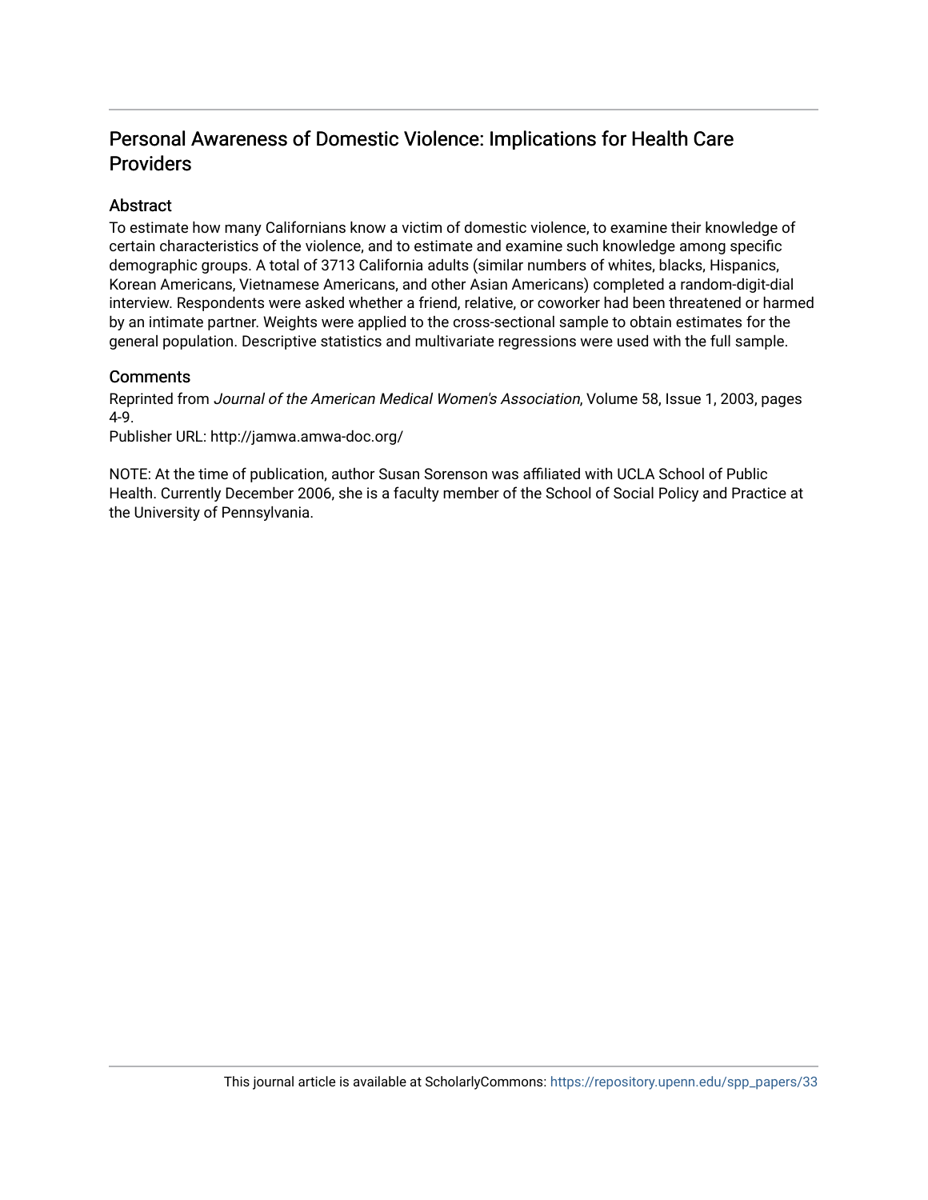# Personal Awareness of Domestic Violence: Implications for Health Care Providers

## Abstract

To estimate how many Californians know a victim of domestic violence, to examine their knowledge of certain characteristics of the violence, and to estimate and examine such knowledge among specific demographic groups. A total of 3713 California adults (similar numbers of whites, blacks, Hispanics, Korean Americans, Vietnamese Americans, and other Asian Americans) completed a random-digit-dial interview. Respondents were asked whether a friend, relative, or coworker had been threatened or harmed by an intimate partner. Weights were applied to the cross-sectional sample to obtain estimates for the general population. Descriptive statistics and multivariate regressions were used with the full sample.

## Comments

Reprinted from *Journal of the American Medical Women's Association*, Volume 58, Issue 1, 2003, pages 4-9.
Publisher URL: http://jamwa.amwa-doc.org/

NOTE: At the time of publication, author Susan Sorenson was affiliated with UCLA School of Public Health. Currently December 2006, she is a faculty member of the School of Social Policy and Practice at the University of Pennsylvania.

This journal article is available at ScholarlyCommons: https://repository.upenn.edu/spp_papers/33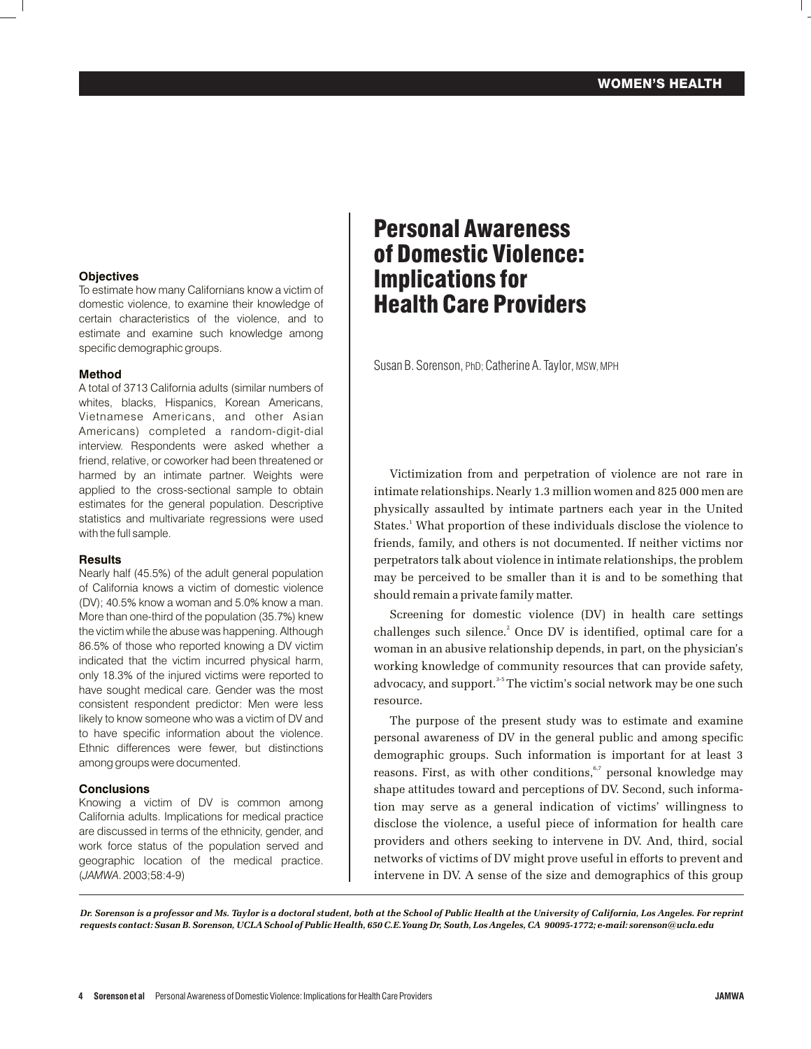# Personal Awareness of Domestic Violence: Implications for Health Care Providers

Susan B. Sorenson, PhD; Catherine A. Taylor, MSW, MPH

### Objectives

To estimate how many Californians know a victim of domestic violence, to examine their knowledge of certain characteristics of the violence, and to estimate and examine such knowledge among specific demographic groups.

### Method

A total of 3713 California adults (similar numbers of whites, blacks, Hispanics, Korean Americans, Vietnamese Americans, and other Asian Americans) completed a random-digit-dial interview. Respondents were asked whether a friend, relative, or coworker had been threatened or harmed by an intimate partner. Weights were applied to the cross-sectional sample to obtain estimates for the general population. Descriptive statistics and multivariate regressions were used with the full sample.

### Results

Nearly half (45.5%) of the adult general population of California knows a victim of domestic violence (DV); 40.5% know a woman and 5.0% know a man. More than one-third of the population (35.7%) knew the victim while the abuse was happening. Although 86.5% of those who reported knowing a DV victim indicated that the victim incurred physical harm, only 18.3% of the injured victims were reported to have sought medical care. Gender was the most consistent respondent predictor: Men were less likely to know someone who was a victim of DV and to have specific information about the violence. Ethnic differences were fewer, but distinctions among groups were documented.

### Conclusions

Knowing a victim of DV is common among California adults. Implications for medical practice are discussed in terms of the ethnicity, gender, and work force status of the population served and geographic location of the medical practice. (*JAMWA.* 2003;58:4-9)

Victimization from and perpetration of violence are not rare in intimate relationships. Nearly 1.3 million women and 825 000 men are physically assaulted by intimate partners each year in the United States.[1] What proportion of these individuals disclose the violence to friends, family, and others is not documented. If neither victims nor perpetrators talk about violence in intimate relationships, the problem may be perceived to be smaller than it is and to be something that should remain a private family matter.

Screening for domestic violence (DV) in health care settings challenges such silence.[2] Once DV is identified, optimal care for a woman in an abusive relationship depends, in part, on the physician's working knowledge of community resources that can provide safety, advocacy, and support.[3-5] The victim's social network may be one such resource.

The purpose of the present study was to estimate and examine personal awareness of DV in the general public and among specific demographic groups. Such information is important for at least 3 reasons. First, as with other conditions,[6,7] personal knowledge may shape attitudes toward and perceptions of DV. Second, such information may serve as a general indication of victims' willingness to disclose the violence, a useful piece of information for health care providers and others seeking to intervene in DV. And, third, social networks of victims of DV might prove useful in efforts to prevent and intervene in DV. A sense of the size and demographics of this group

*Dr. Sorenson is a professor and Ms. Taylor is a doctoral student, both at the School of Public Health at the University of California, Los Angeles. For reprint requests contact: Susan B. Sorenson, UCLA School of Public Health, 650 C.E.Young Dr, South, Los Angeles, CA 90095-1772; e-mail: sorenson@ucla.edu*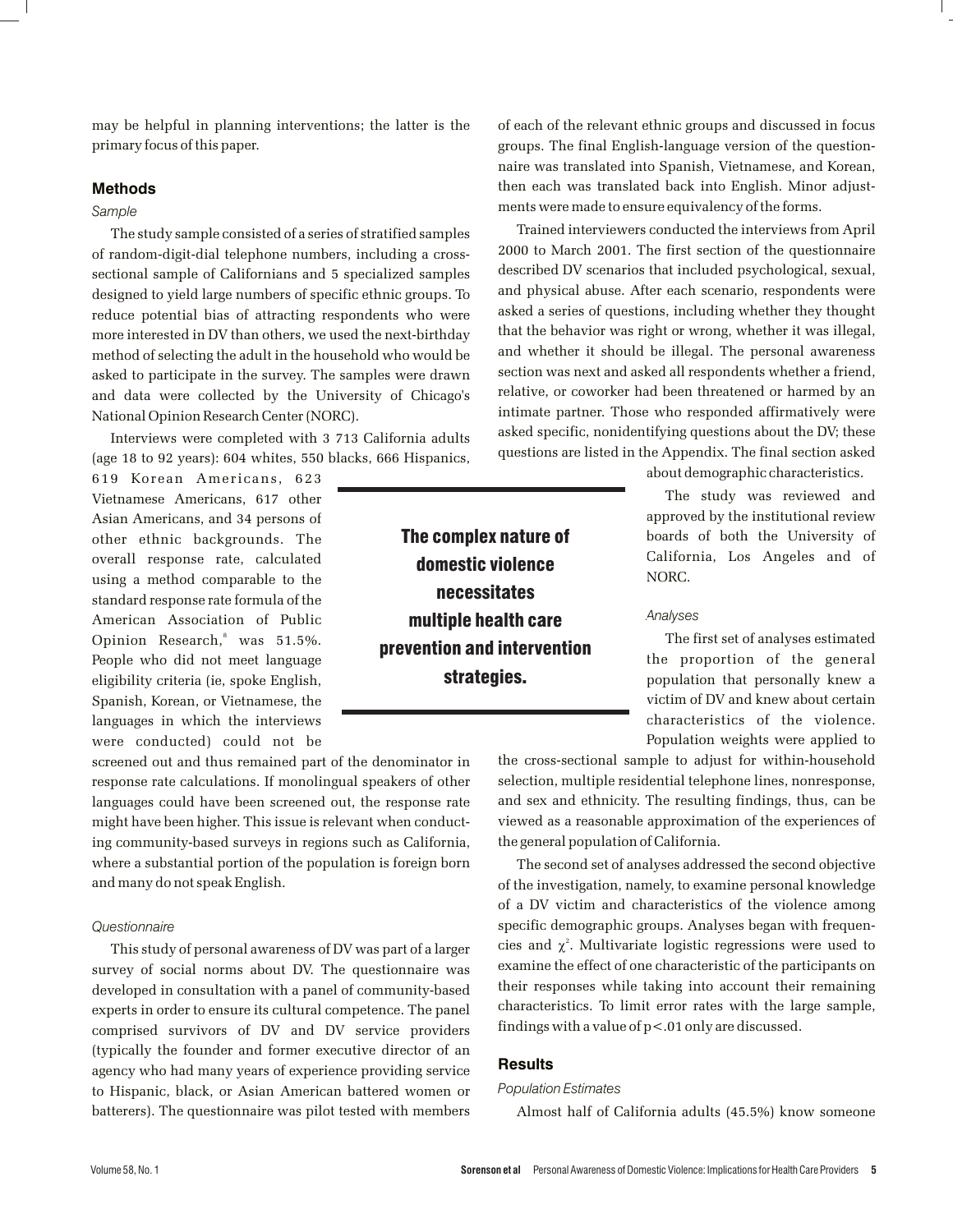may be helpful in planning interventions; the latter is the primary focus of this paper.

## Methods

### *Sample*

The study sample consisted of a series of stratified samples of random-digit-dial telephone numbers, including a cross-sectional sample of Californians and 5 specialized samples designed to yield large numbers of specific ethnic groups. To reduce potential bias of attracting respondents who were more interested in DV than others, we used the next-birthday method of selecting the adult in the household who would be asked to participate in the survey. The samples were drawn and data were collected by the University of Chicago's National Opinion Research Center (NORC).

Interviews were completed with 3 713 California adults (age 18 to 92 years): 604 whites, 550 blacks, 666 Hispanics, 619 Korean Americans, 623 Vietnamese Americans, 617 other Asian Americans, and 34 persons of other ethnic backgrounds. The overall response rate, calculated using a method comparable to the standard response rate formula of the American Association of Public Opinion Research,[8] was 51.5%. People who did not meet language eligibility criteria (ie, spoke English, Spanish, Korean, or Vietnamese, the languages in which the interviews were conducted) could not be screened out and thus remained part of the denominator in response rate calculations. If monolingual speakers of other languages could have been screened out, the response rate might have been higher. This issue is relevant when conducting community-based surveys in regions such as California, where a substantial portion of the population is foreign born and many do not speak English.

### *Questionnaire*

This study of personal awareness of DV was part of a larger survey of social norms about DV. The questionnaire was developed in consultation with a panel of community-based experts in order to ensure its cultural competence. The panel comprised survivors of DV and DV service providers (typically the founder and former executive director of an agency who had many years of experience providing service to Hispanic, black, or Asian American battered women or batterers). The questionnaire was pilot tested with members of each of the relevant ethnic groups and discussed in focus groups. The final English-language version of the questionnaire was translated into Spanish, Vietnamese, and Korean, then each was translated back into English. Minor adjustments were made to ensure equivalency of the forms.

Trained interviewers conducted the interviews from April 2000 to March 2001. The first section of the questionnaire described DV scenarios that included psychological, sexual, and physical abuse. After each scenario, respondents were asked a series of questions, including whether they thought that the behavior was right or wrong, whether it was illegal, and whether it should be illegal. The personal awareness section was next and asked all respondents whether a friend, relative, or coworker had been threatened or harmed by an intimate partner. Those who responded affirmatively were asked specific, nonidentifying questions about the DV; these questions are listed in the Appendix. The final section asked about demographic characteristics.

The study was reviewed and approved by the institutional review boards of both the University of California, Los Angeles and of NORC.

**The complex nature of domestic violence necessitates multiple health care prevention and intervention strategies.**

### *Analyses*

The first set of analyses estimated the proportion of the general population that personally knew a victim of DV and knew about certain characteristics of the violence. Population weights were applied to the cross-sectional sample to adjust for within-household selection, multiple residential telephone lines, nonresponse, and sex and ethnicity. The resulting findings, thus, can be viewed as a reasonable approximation of the experiences of the general population of California.

The second set of analyses addressed the second objective of the investigation, namely, to examine personal knowledge of a DV victim and characteristics of the violence among specific demographic groups. Analyses began with frequencies and $\chi^2$. Multivariate logistic regressions were used to examine the effect of one characteristic of the participants on their responses while taking into account their remaining characteristics. To limit error rates with the large sample, findings with a value of $p < .01$ only are discussed.

## Results

### *Population Estimates*

Almost half of California adults (45.5%) know someone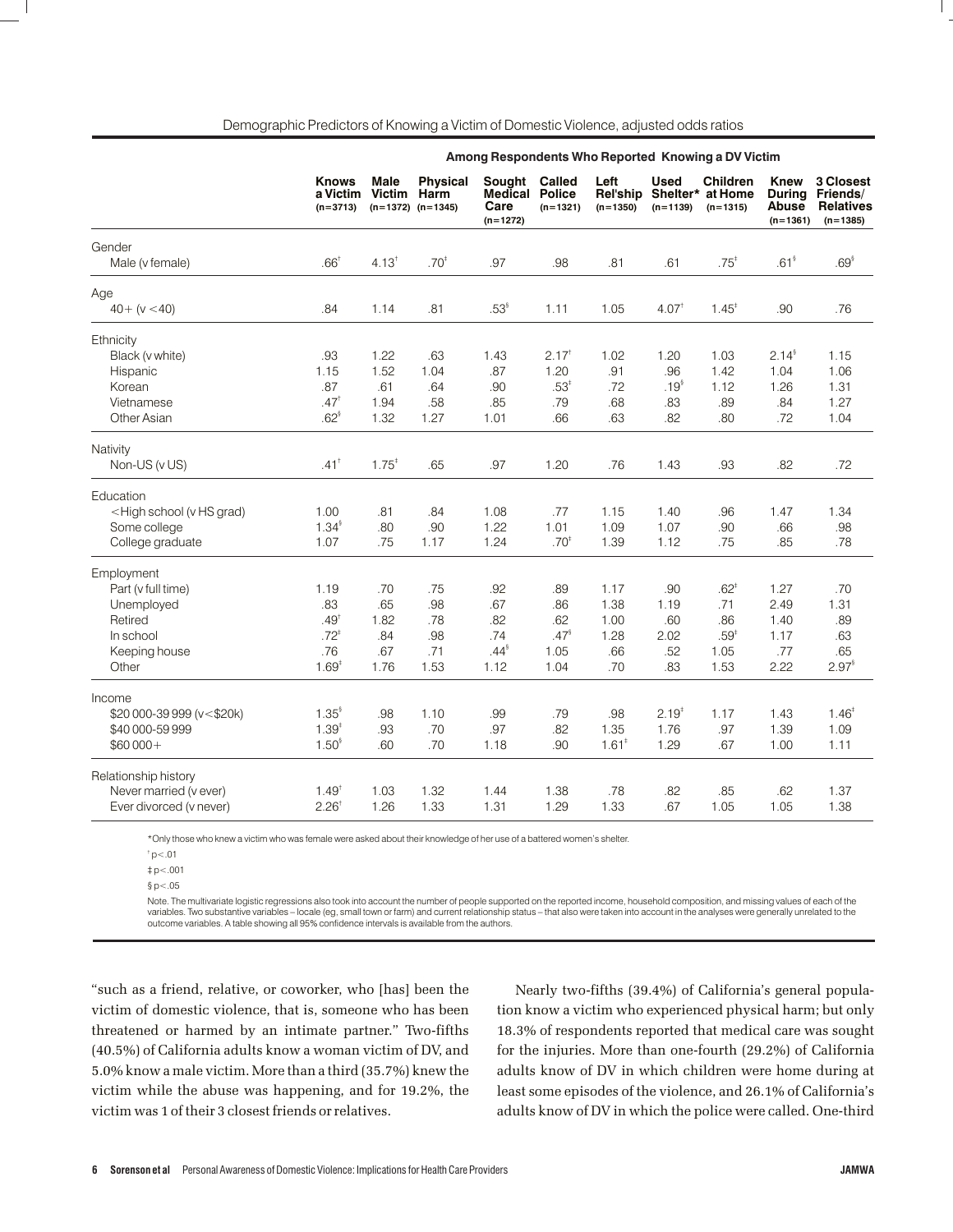Demographic Predictors of Knowing a Victim of Domestic Violence, adjusted odds ratios

| | Knows a Victim (n=3713) | Among Respondents Who Reported Knowing a DV Victim | | | | | | | | |
|---|---|---|---|---|---|---|---|---|---|---|
| | | Male Victim (n=1372) | Physical Harm (n=1345) | Sought Medical Care (n=1272) | Called Police (n=1321) | Left Rel'ship (n=1350) | Used Shelter* (n=1139) | Children at Home (n=1315) | Knew During Abuse (n=1361) | 3 Closest Friends/ Relatives (n=1385) |
| **Gender** | | | | | | | | | | |
| Male (v female) | .66† | 4.13† | .70‡ | .97 | .98 | .81 | .61 | .75‡ | .61§ | .69§ |
| **Age** | | | | | | | | | | |
| 40+ (v <40) | .84 | 1.14 | .81 | .53§ | 1.11 | 1.05 | 4.07† | 1.45‡ | .90 | .76 |
| **Ethnicity** | | | | | | | | | | |
| Black (v white) | .93 | 1.22 | .63 | 1.43 | 2.17† | 1.02 | 1.20 | 1.03 | 2.14§ | 1.15 |
| Hispanic | 1.15 | 1.52 | 1.04 | .87 | 1.20 | .91 | .96 | 1.42 | 1.04 | 1.06 |
| Korean | .87 | .61 | .64 | .90 | .53‡ | .72 | .19§ | 1.12 | 1.26 | 1.31 |
| Vietnamese | .47† | 1.94 | .58 | .85 | .79 | .68 | .83 | .89 | .84 | 1.27 |
| Other Asian | .62§ | 1.32 | 1.27 | 1.01 | .66 | .63 | .82 | .80 | .72 | 1.04 |
| **Nativity** | | | | | | | | | | |
| Non-US (v US) | .41† | 1.75‡ | .65 | .97 | 1.20 | .76 | 1.43 | .93 | .82 | .72 |
| **Education** | | | | | | | | | | |
| <High school (v HS grad) | 1.00 | .81 | .84 | 1.08 | .77 | 1.15 | 1.40 | .96 | 1.47 | 1.34 |
| Some college | 1.34§ | .80 | .90 | 1.22 | 1.01 | 1.09 | 1.07 | .90 | .66 | .98 |
| College graduate | 1.07 | .75 | 1.17 | 1.24 | .70‡ | 1.39 | 1.12 | .75 | .85 | .78 |
| **Employment** | | | | | | | | | | |
| Part (v full time) | 1.19 | .70 | .75 | .92 | .89 | 1.17 | .90 | .62‡ | 1.27 | .70 |
| Unemployed | .83 | .65 | .98 | .67 | .86 | 1.38 | 1.19 | .71 | 2.49 | 1.31 |
| Retired | .49† | 1.82 | .78 | .82 | .62 | 1.00 | .60 | .86 | 1.40 | .89 |
| In school | .72‡ | .84 | .98 | .74 | .47§ | 1.28 | 2.02 | .59‡ | 1.17 | .63 |
| Keeping house | .76 | .67 | .71 | .44§ | 1.05 | .66 | .52 | 1.05 | .77 | .65 |
| Other | 1.69‡ | 1.76 | 1.53 | 1.12 | 1.04 | .70 | .83 | 1.53 | 2.22 | 2.97§ |
| **Income** | | | | | | | | | | |
| $20 000-39 999 (v<$20k) | 1.35§ | .98 | 1.10 | .99 | .79 | .98 | 2.19‡ | 1.17 | 1.43 | 1.46‡ |
| $40 000-59 999 | 1.39‡ | .93 | .70 | .97 | .82 | 1.35 | 1.76 | .97 | 1.39 | 1.09 |
| $60 000+ | 1.50§ | .60 | .70 | 1.18 | .90 | 1.61‡ | 1.29 | .67 | 1.00 | 1.11 |
| **Relationship history** | | | | | | | | | | |
| Never married (v ever) | 1.49† | 1.03 | 1.32 | 1.44 | 1.38 | .78 | .82 | .85 | .62 | 1.37 |
| Ever divorced (v never) | 2.26† | 1.26 | 1.33 | 1.31 | 1.29 | 1.33 | .67 | 1.05 | 1.05 | 1.38 |

*Only those who knew a victim who was female were asked about their knowledge of her use of a battered women's shelter.

† $p<.01$

‡ $p<.001$

§ $p<.05$

Note. The multivariate logistic regressions also took into account the number of people supported on the reported income, household composition, and missing values of each of the variables. Two substantive variables – locale (eg, small town or farm) and current relationship status – that also were taken into account in the analyses were generally unrelated to the outcome variables. A table showing all 95% confidence intervals is available from the authors.

"such as a friend, relative, or coworker, who [has] been the victim of domestic violence, that is, someone who has been threatened or harmed by an intimate partner." Two-fifths (40.5%) of California adults know a woman victim of DV, and 5.0% know a male victim. More than a third (35.7%) knew the victim while the abuse was happening, and for 19.2%, the victim was 1 of their 3 closest friends or relatives.

Nearly two-fifths (39.4%) of California's general population know a victim who experienced physical harm; but only 18.3% of respondents reported that medical care was sought for the injuries. More than one-fourth (29.2%) of California adults know of DV in which children were home during at least some episodes of the violence, and 26.1% of California's adults know of DV in which the police were called. One-third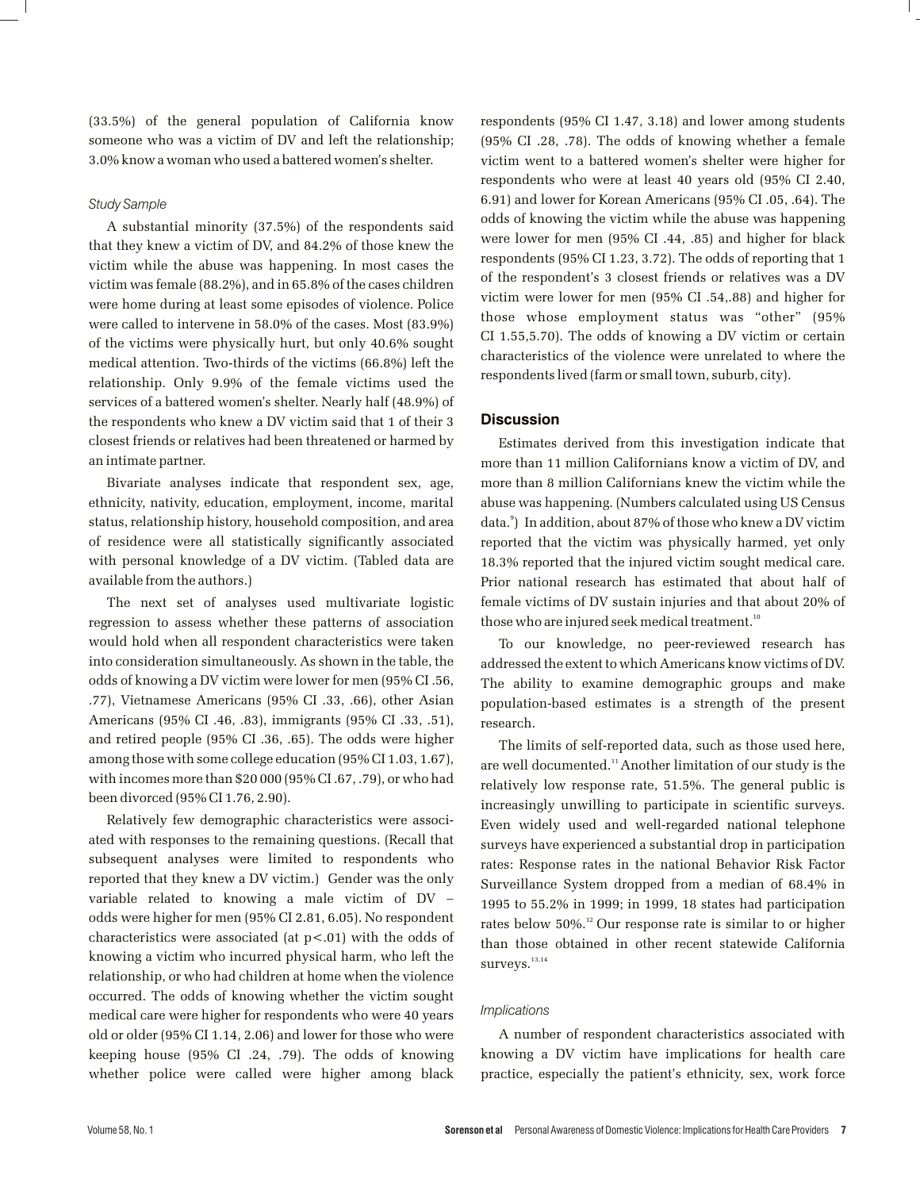(33.5%) of the general population of California know someone who was a victim of DV and left the relationship; 3.0% know a woman who used a battered women's shelter.

*Study Sample*

A substantial minority (37.5%) of the respondents said that they knew a victim of DV, and 84.2% of those knew the victim while the abuse was happening. In most cases the victim was female (88.2%), and in 65.8% of the cases children were home during at least some episodes of violence. Police were called to intervene in 58.0% of the cases. Most (83.9%) of the victims were physically hurt, but only 40.6% sought medical attention. Two-thirds of the victims (66.8%) left the relationship. Only 9.9% of the female victims used the services of a battered women's shelter. Nearly half (48.9%) of the respondents who knew a DV victim said that 1 of their 3 closest friends or relatives had been threatened or harmed by an intimate partner.

Bivariate analyses indicate that respondent sex, age, ethnicity, nativity, education, employment, income, marital status, relationship history, household composition, and area of residence were all statistically significantly associated with personal knowledge of a DV victim. (Tabled data are available from the authors.)

The next set of analyses used multivariate logistic regression to assess whether these patterns of association would hold when all respondent characteristics were taken into consideration simultaneously. As shown in the table, the odds of knowing a DV victim were lower for men (95% CI .56, .77), Vietnamese Americans (95% CI .33, .66), other Asian Americans (95% CI .46, .83), immigrants (95% CI .33, .51), and retired people (95% CI .36, .65). The odds were higher among those with some college education (95% CI 1.03, 1.67), with incomes more than $20 000 (95% CI .67, .79), or who had been divorced (95% CI 1.76, 2.90).

Relatively few demographic characteristics were associated with responses to the remaining questions. (Recall that subsequent analyses were limited to respondents who reported that they knew a DV victim.) Gender was the only variable related to knowing a male victim of DV – odds were higher for men (95% CI 2.81, 6.05). No respondent characteristics were associated (at $p<.01$) with the odds of knowing a victim who incurred physical harm, who left the relationship, or who had children at home when the violence occurred. The odds of knowing whether the victim sought medical care were higher for respondents who were 40 years old or older (95% CI 1.14, 2.06) and lower for those who were keeping house (95% CI .24, .79). The odds of knowing whether police were called were higher among black respondents (95% CI 1.47, 3.18) and lower among students (95% CI .28, .78). The odds of knowing whether a female victim went to a battered women's shelter were higher for respondents who were at least 40 years old (95% CI 2.40, 6.91) and lower for Korean Americans (95% CI .05, .64). The odds of knowing the victim while the abuse was happening were lower for men (95% CI .44, .85) and higher for black respondents (95% CI 1.23, 3.72). The odds of reporting that 1 of the respondent's 3 closest friends or relatives was a DV victim were lower for men (95% CI .54,.88) and higher for those whose employment status was "other" (95% CI 1.55,5.70). The odds of knowing a DV victim or certain characteristics of the violence were unrelated to where the respondents lived (farm or small town, suburb, city).

## Discussion

Estimates derived from this investigation indicate that more than 11 million Californians know a victim of DV, and more than 8 million Californians knew the victim while the abuse was happening. (Numbers calculated using US Census data.[9]) In addition, about 87% of those who knew a DV victim reported that the victim was physically harmed, yet only 18.3% reported that the injured victim sought medical care. Prior national research has estimated that about half of female victims of DV sustain injuries and that about 20% of those who are injured seek medical treatment.[10]

To our knowledge, no peer-reviewed research has addressed the extent to which Americans know victims of DV. The ability to examine demographic groups and make population-based estimates is a strength of the present research.

The limits of self-reported data, such as those used here, are well documented.[11] Another limitation of our study is the relatively low response rate, 51.5%. The general public is increasingly unwilling to participate in scientific surveys. Even widely used and well-regarded national telephone surveys have experienced a substantial drop in participation rates: Response rates in the national Behavior Risk Factor Surveillance System dropped from a median of 68.4% in 1995 to 55.2% in 1999; in 1999, 18 states had participation rates below 50%.[12] Our response rate is similar to or higher than those obtained in other recent statewide California surveys.[13,14]

*Implications*

A number of respondent characteristics associated with knowing a DV victim have implications for health care practice, especially the patient's ethnicity, sex, work force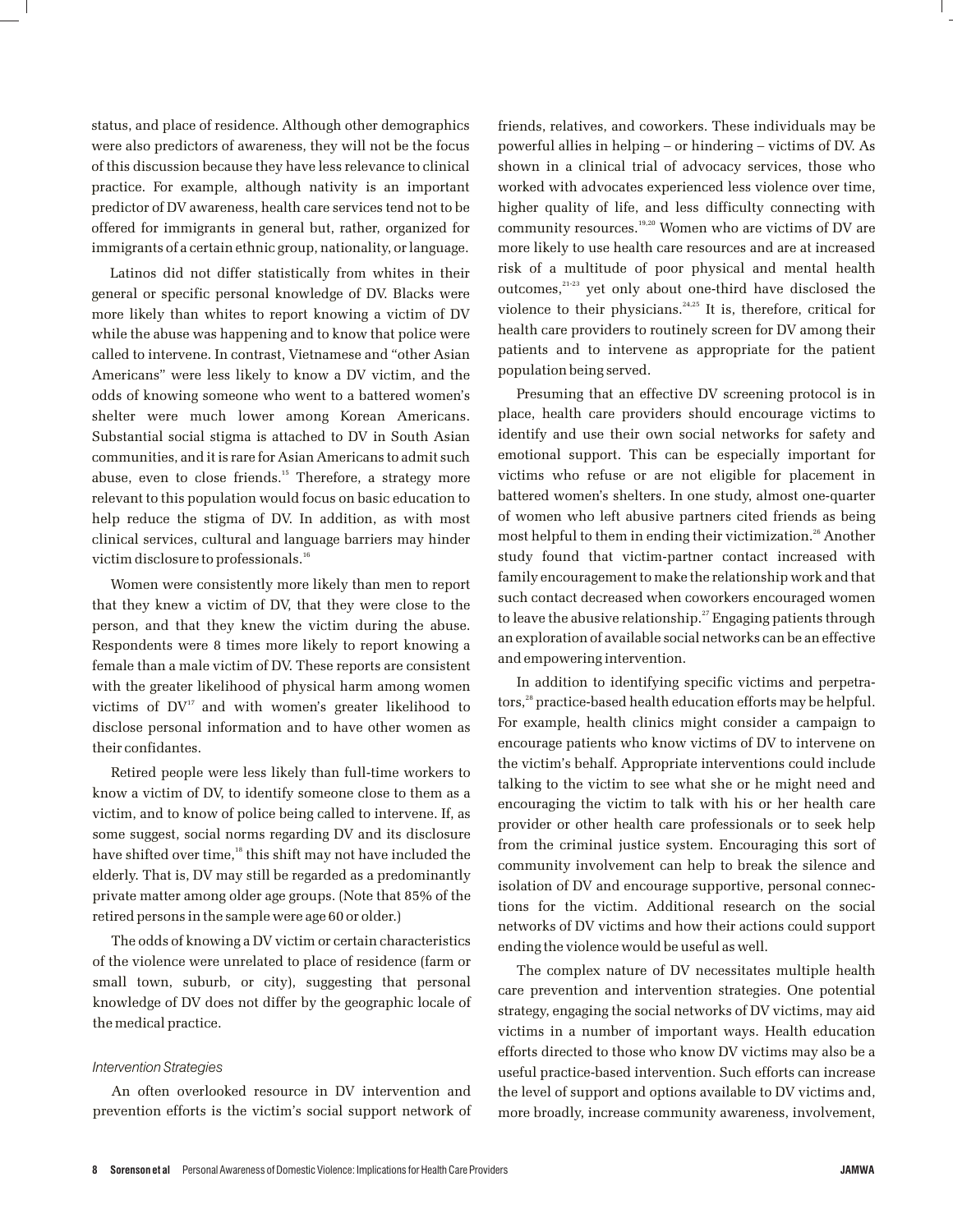status, and place of residence. Although other demographics were also predictors of awareness, they will not be the focus of this discussion because they have less relevance to clinical practice. For example, although nativity is an important predictor of DV awareness, health care services tend not to be offered for immigrants in general but, rather, organized for immigrants of a certain ethnic group, nationality, or language.

Latinos did not differ statistically from whites in their general or specific personal knowledge of DV. Blacks were more likely than whites to report knowing a victim of DV while the abuse was happening and to know that police were called to intervene. In contrast, Vietnamese and "other Asian Americans" were less likely to know a DV victim, and the odds of knowing someone who went to a battered women's shelter were much lower among Korean Americans. Substantial social stigma is attached to DV in South Asian communities, and it is rare for Asian Americans to admit such abuse, even to close friends.[15] Therefore, a strategy more relevant to this population would focus on basic education to help reduce the stigma of DV. In addition, as with most clinical services, cultural and language barriers may hinder victim disclosure to professionals.[16]

Women were consistently more likely than men to report that they knew a victim of DV, that they were close to the person, and that they knew the victim during the abuse. Respondents were 8 times more likely to report knowing a female than a male victim of DV. These reports are consistent with the greater likelihood of physical harm among women victims of DV[17] and with women's greater likelihood to disclose personal information and to have other women as their confidantes.

Retired people were less likely than full-time workers to know a victim of DV, to identify someone close to them as a victim, and to know of police being called to intervene. If, as some suggest, social norms regarding DV and its disclosure have shifted over time,[18] this shift may not have included the elderly. That is, DV may still be regarded as a predominantly private matter among older age groups. (Note that 85% of the retired persons in the sample were age 60 or older.)

The odds of knowing a DV victim or certain characteristics of the violence were unrelated to place of residence (farm or small town, suburb, or city), suggesting that personal knowledge of DV does not differ by the geographic locale of the medical practice.

### *Intervention Strategies*

An often overlooked resource in DV intervention and prevention efforts is the victim's social support network of friends, relatives, and coworkers. These individuals may be powerful allies in helping – or hindering – victims of DV. As shown in a clinical trial of advocacy services, those who worked with advocates experienced less violence over time, higher quality of life, and less difficulty connecting with community resources.[19,20] Women who are victims of DV are more likely to use health care resources and are at increased risk of a multitude of poor physical and mental health outcomes,[21-23] yet only about one-third have disclosed the violence to their physicians.[24,25] It is, therefore, critical for health care providers to routinely screen for DV among their patients and to intervene as appropriate for the patient population being served.

Presuming that an effective DV screening protocol is in place, health care providers should encourage victims to identify and use their own social networks for safety and emotional support. This can be especially important for victims who refuse or are not eligible for placement in battered women's shelters. In one study, almost one-quarter of women who left abusive partners cited friends as being most helpful to them in ending their victimization.[26] Another study found that victim-partner contact increased with family encouragement to make the relationship work and that such contact decreased when coworkers encouraged women to leave the abusive relationship.[27] Engaging patients through an exploration of available social networks can be an effective and empowering intervention.

In addition to identifying specific victims and perpetrators,[28] practice-based health education efforts may be helpful. For example, health clinics might consider a campaign to encourage patients who know victims of DV to intervene on the victim's behalf. Appropriate interventions could include talking to the victim to see what she or he might need and encouraging the victim to talk with his or her health care provider or other health care professionals or to seek help from the criminal justice system. Encouraging this sort of community involvement can help to break the silence and isolation of DV and encourage supportive, personal connections for the victim. Additional research on the social networks of DV victims and how their actions could support ending the violence would be useful as well.

The complex nature of DV necessitates multiple health care prevention and intervention strategies. One potential strategy, engaging the social networks of DV victims, may aid victims in a number of important ways. Health education efforts directed to those who know DV victims may also be a useful practice-based intervention. Such efforts can increase the level of support and options available to DV victims and, more broadly, increase community awareness, involvement,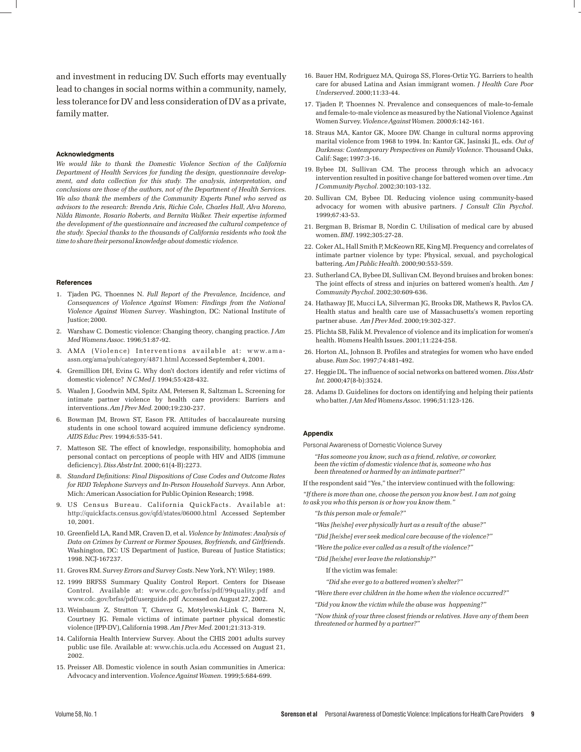and investment in reducing DV. Such efforts may eventually lead to changes in social norms within a community, namely, less tolerance for DV and less consideration of DV as a private, family matter.

#### Acknowledgments

*We would like to thank the Domestic Violence Section of the California Department of Health Services for funding the design, questionnaire development, and data collection for this study. The analysis, interpretation, and conclusions are those of the authors, not of the Department of Health Services. We also thank the members of the Community Experts Panel who served as advisors to the research: Brenda Aris, Richie Cole, Charles Hall, Alva Moreno, Nilda Rimonte, Rosario Roberts, and Bernita Walker. Their expertise informed the development of the questionnaire and increased the cultural competence of the study. Special thanks to the thousands of California residents who took the time to share their personal knowledge about domestic violence.*

#### References

1. Tjaden PG, Thoennes N. *Full Report of the Prevalence, Incidence, and Consequences of Violence Against Women: Findings from the National Violence Against Women Survey*. Washington, DC: National Institute of Justice; 2000.
2. Warshaw C. Domestic violence: Changing theory, changing practice. *J Am Med Womens Assoc.* 1996;51:87-92.
3. AMA (Violence) Interventions available at: www.ama-assn.org/ama/pub/category/4871.html Accessed September 4, 2001.
4. Gremillion DH, Evins G. Why don't doctors identify and refer victims of domestic violence? *N C Med J.* 1994;55:428-432.
5. Waalen J, Goodwin MM, Spitz AM, Petersen R, Saltzman L. Screening for intimate partner violence by health care providers: Barriers and interventions. *Am J Prev Med.* 2000;19:230-237.
6. Bowman JM, Brown ST, Eason FR. Attitudes of baccalaureate nursing students in one school toward acquired immune deficiency syndrome. *AIDS Educ Prev.* 1994;6:535-541.
7. Matteson SE. The effect of knowledge, responsibility, homophobia and personal contact on perceptions of people with HIV and AIDS (immune deficiency). *Diss Abstr Int.* 2000; 61(4-B):2273.
8. *Standard Definitions: Final Dispositions of Case Codes and Outcome Rates for RDD Telephone Surveys and In-Person Household Surveys*. Ann Arbor, Mich: American Association for Public Opinion Research; 1998.
9. US Census Bureau. California QuickFacts. Available at: http://quickfacts.census.gov/qfd/states/06000.html Accessed September 10, 2001.
10. Greenfield LA, Rand MR, Craven D, et al. *Violence by Intimates: Analysis of Data on Crimes by Current or Former Spouses, Boyfriends, and Girlfriends*. Washington, DC: US Department of Justice, Bureau of Justice Statistics; 1998. NCJ-167237.
11. Groves RM. *Survey Errors and Survey Costs*. New York, NY: Wiley; 1989.
12. 1999 BRFSS Summary Quality Control Report. Centers for Disease Control. Available at: www.cdc.gov/brfss/pdf/99quality.pdf and www.cdc.gov/brfss/pdf/userguide.pdf Accessed on August 27, 2002.
13. Weinbaum Z, Stratton T, Chavez G, Motylewski-Link C, Barrera N, Courtney JG. Female victims of intimate partner physical domestic violence (IPP-DV), California 1998. *Am J Prev Med.* 2001;21:313-319.
14. California Health Interview Survey. About the CHIS 2001 adults survey public use file. Available at: www.chis.ucla.edu Accessed on August 21, 2002.
15. Preisser AB. Domestic violence in south Asian communities in America: Advocacy and intervention. *Violence Against Women.* 1999;5:684-699.
16. Bauer HM, Rodriguez MA, Quiroga SS, Flores-Ortiz YG. Barriers to health care for abused Latina and Asian immigrant women. *J Health Care Poor Underserved*. 2000;11:33-44.
17. Tjaden P, Thoennes N. Prevalence and consequences of male-to-female and female-to-male violence as measured by the National Violence Against Women Survey. *Violence Against Women.* 2000;6:142-161.
18. Straus MA, Kantor GK, Moore DW. Change in cultural norms approving marital violence from 1968 to 1994. In: Kantor GK, Jasinski JL, eds. *Out of Darkness: Contemporary Perspectives on Family Violence*. Thousand Oaks, Calif: Sage; 1997:3-16.
19. Bybee DI, Sullivan CM. The process through which an advocacy intervention resulted in positive change for battered women over time. *Am J Community Psychol*. 2002;30:103-132.
20. Sullivan CM, Bybee DI. Reducing violence using community-based advocacy for women with abusive partners. *J Consult Clin Psychol.* 1999;67:43-53.
21. Bergman B, Brismar B, Nordin C. Utilisation of medical care by abused women. *BMJ.* 1992;305:27-28.
22. Coker AL, Hall Smith P, McKeown RE, King MJ. Frequency and correlates of intimate partner violence by type: Physical, sexual, and psychological battering. *Am J Public Health.* 2000;90:553-559.
23. Sutherland CA, Bybee DI, Sullivan CM. Beyond bruises and broken bones: The joint effects of stress and injuries on battered women's health. *Am J Community Psychol*. 2002;30:609-636.
24. Hathaway JE, Mucci LA, Silverman JG, Brooks DR, Mathews R, Pavlos CA. Health status and health care use of Massachusetts's women reporting partner abuse. *Am J Prev Med.* 2000;19:302-327.
25. Plichta SB, Falik M. Prevalence of violence and its implication for women's health. *Womens* Health Issues. 2001;11:224-258.
26. Horton AL, Johnson B. Profiles and strategies for women who have ended abuse. *Fam Soc.* 1997;74:481-492.
27. Heggie DL. The influence of social networks on battered women. *Diss Abstr Int.* 2000;47(8-b):3524.
28. Adams D. Guidelines for doctors on identifying and helping their patients who batter. *J Am Med Womens Assoc.* 1996;51:123-126.

#### Appendix

Personal Awareness of Domestic Violence Survey

*"Has someone you know, such as a friend, relative, or coworker, been the victim of domestic violence that is, someone who has been threatened or harmed by an intimate partner?"*

If the respondent said "Yes," the interview continued with the following:

*"If there is more than one, choose the person you know best. I am not going to ask you who this person is or how you know them."*

*"Is this person male or female?"*

*"Was [he/she] ever physically hurt as a result of the abuse?"*

*"Did [he/she] ever seek medical care because of the violence?"*

*"Were the police ever called as a result of the violence?"*

*"Did [he/she] ever leave the relationship?"*

If the victim was female:

*"Did she ever go to a battered women's shelter?"*

*"Were there ever children in the home when the violence occurred?"*

*"Did you know the victim while the abuse was happening?"*

*"Now think of your three closest friends or relatives. Have any of them been threatened or harmed by a partner?"*